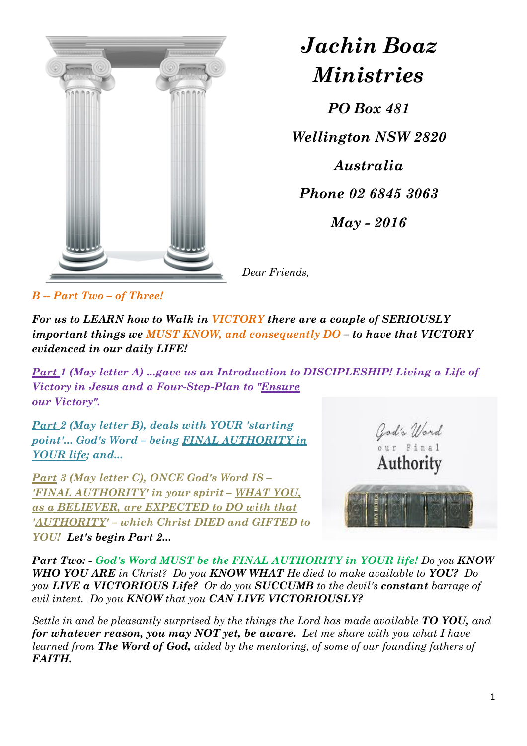# Jachin Boaz Ministries

*PO Box 481*

*Wellington NSW 2820*

*Australia*

*Phone 02 6845 3063*

*May - 2016*

*Dear Friends,*

***B – Part Two – of Three!***

***For us to LEARN how to Walk in VICTORY there are a couple of SERIOUSLY important things we MUST KNOW, and consequently DO – to have that VICTORY evidenced in our daily LIFE!***

***Part 1 (May letter A) ...gave us an Introduction to DISCIPLESHIP! Living a Life of Victory in Jesus and a Four-Step-Plan to "Ensure our Victory".***

***Part 2 (May letter B), deals with YOUR 'starting point'... God's Word – being FINAL AUTHORITY in YOUR life; and...***

***Part 3 (May letter C), ONCE God's Word IS – 'FINAL AUTHORITY' in your spirit – WHAT YOU, as a BELIEVER, are EXPECTED to DO with that 'AUTHORITY' – which Christ DIED and GIFTED to YOU! Let's begin Part 2...***

***Part Two: - God's Word MUST be the FINAL AUTHORITY in YOUR life!*** *Do you **KNOW WHO YOU ARE** in Christ? Do you **KNOW WHAT** He died to make available to **YOU?** Do you **LIVE a VICTORIOUS Life?** Or do you **SUCCUMB** to the devil's **constant** barrage of evil intent. Do you **KNOW** that you **CAN LIVE VICTORIOUSLY?***

*Settle in and be pleasantly surprised by the things the Lord has made available **TO YOU,** and **for whatever reason, you may NOT yet, be aware.** Let me share with you what I have learned from **The Word of God,** aided by the mentoring, of some of our founding fathers of **FAITH.***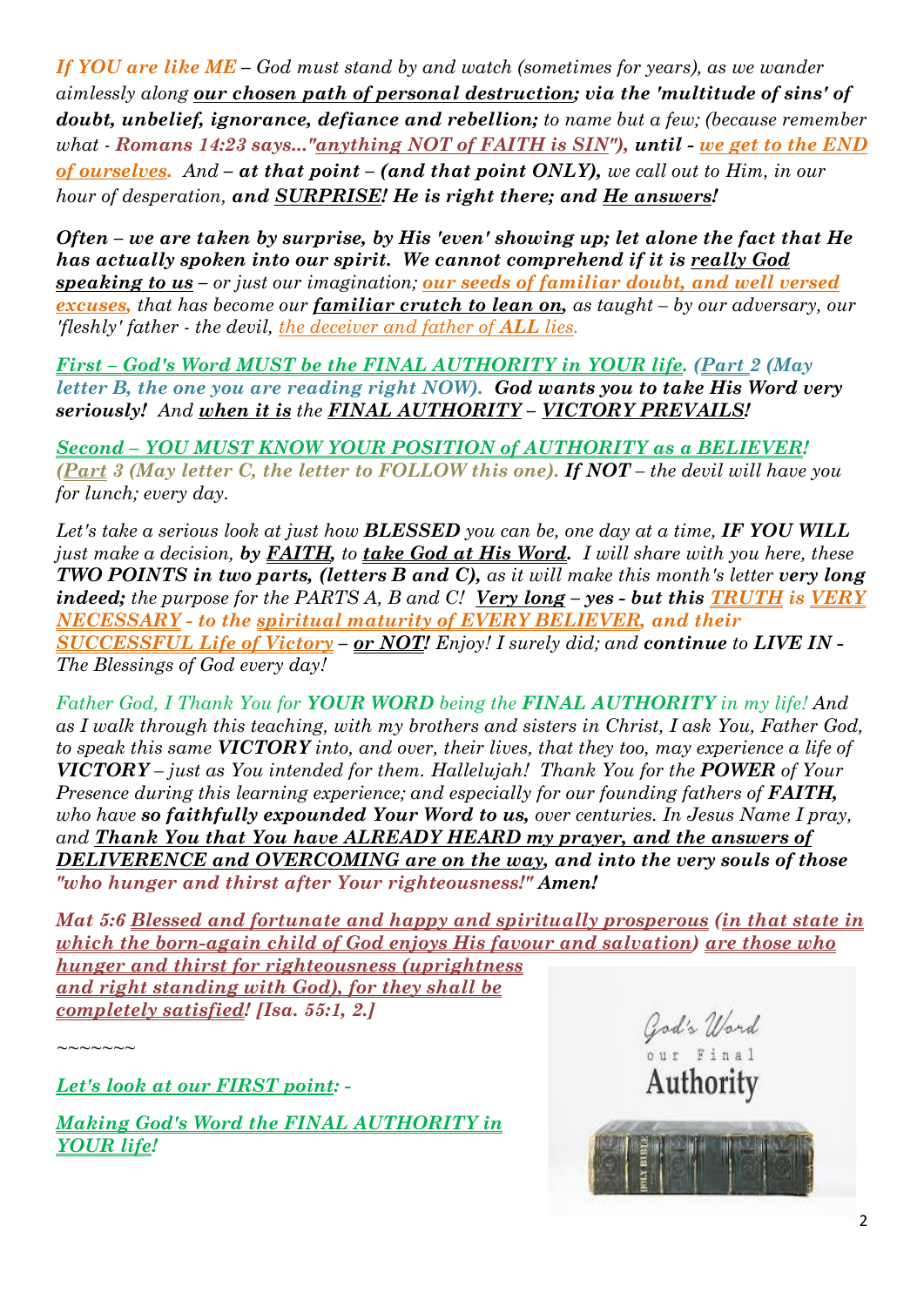*If YOU are like ME – God must stand by and watch (sometimes for years), as we wander aimlessly along **our chosen path of personal destruction; via the 'multitude of sins' of doubt, unbelief, ignorance, defiance and rebellion;** to name but a few; (because remember what - **Romans 14:23 says..."anything NOT of FAITH is SIN"), until - we get to the END of ourselves.** And – **at that point – (and that point ONLY),** we call out to Him, in our hour of desperation, **and SURPRISE! He is right there; and He answers!***

***Often – we are taken by surprise, by His 'even' showing up; let alone the fact that He has actually spoken into our spirit. We cannot comprehend if it is really God speaking to us** – or just our imagination; **our seeds of familiar doubt, and well versed excuses,** that has become our **familiar crutch to lean on,** as taught – by our adversary, our 'fleshly' father - the devil, the deceiver and father of **ALL** lies.*

***First – God's Word MUST be the FINAL AUTHORITY in YOUR life. (Part 2 (May letter B, the one you are reading right NOW). God wants you to take His Word very seriously! And when it is the FINAL AUTHORITY – VICTORY PREVAILS!***

***Second – YOU MUST KNOW YOUR POSITION of AUTHORITY as a BELIEVER! (Part 3 (May letter C, the letter to FOLLOW this one). If NOT** – the devil will have you for lunch; every day.*

*Let's take a serious look at just how **BLESSED** you can be, one day at a time, **IF YOU WILL** just make a decision, **by FAITH,** to **take God at His Word.** I will share with you here, these **TWO POINTS in two parts, (letters B and C),** as it will make this month's letter **very long indeed;** the purpose for the PARTS A, B and C! **Very long – yes - but this TRUTH is VERY NECESSARY - to the spiritual maturity of EVERY BELIEVER, and their SUCCESSFUL Life of Victory – or NOT!** Enjoy! I surely did; and **continue** to **LIVE IN** - The Blessings of God every day!*

*Father God, I Thank You for **YOUR WORD** being the **FINAL AUTHORITY** in my life! And as I walk through this teaching, with my brothers and sisters in Christ, I ask You, Father God, to speak this same **VICTORY** into, and over, their lives, that they too, may experience a life of **VICTORY** – just as You intended for them. Hallelujah! Thank You for the **POWER** of Your Presence during this learning experience; and especially for our founding fathers of **FAITH,** who have **so faithfully expounded Your Word to us,** over centuries. In Jesus Name I pray, and **Thank You that You have ALREADY HEARD my prayer, and the answers of DELIVERENCE and OVERCOMING are on the way, and into the very souls of those "who hunger and thirst after Your righteousness!" Amen!***

***Mat 5:6 Blessed and fortunate and happy and spiritually prosperous (in that state in which the born-again child of God enjoys His favour and salvation) are those who hunger and thirst for righteousness (uprightness and right standing with God), for they shall be completely satisfied! [Isa. 55:1, 2.]***

~~~~~~~

***Let's look at our FIRST point: -***

***Making God's Word the FINAL AUTHORITY in YOUR life!***

God's Word our Final Authority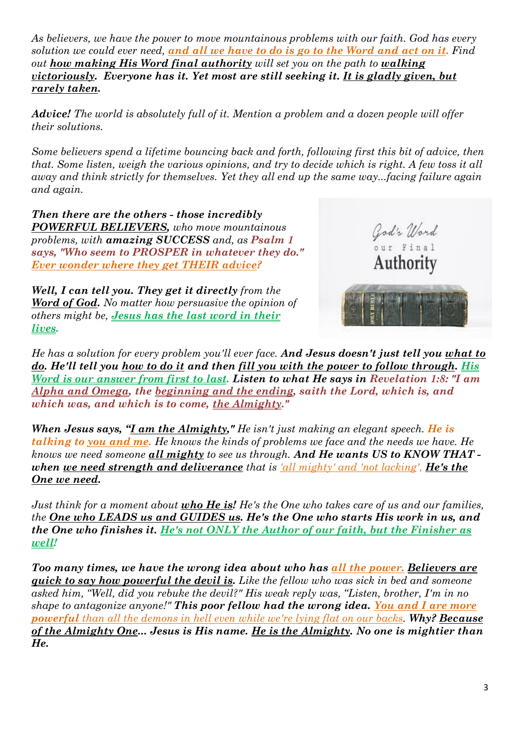*As believers, we have the power to move mountainous problems with our faith. God has every solution we could ever need, **and all we have to do is go to the Word and act on it.** Find out **how making His Word final authority** will set you on the path to **walking victoriously**. **Everyone has it. Yet most are still seeking it. It is gladly given, but rarely taken.***

***Advice!** The world is absolutely full of it. Mention a problem and a dozen people will offer their solutions.*

*Some believers spend a lifetime bouncing back and forth, following first this bit of advice, then that. Some listen, weigh the various opinions, and try to decide which is right. A few toss it all away and think strictly for themselves. Yet they all end up the same way...facing failure again and again.*

***Then there are the others - those incredibly POWERFUL BELIEVERS,** who move mountainous problems, with **amazing SUCCESS** and, as **Psalm 1 says, "Who seem to PROSPER in whatever they do." Ever wonder where they get THEIR advice?***

***Well, I can tell you. They get it directly** from the **Word of God**. No matter how persuasive the opinion of others might be, **Jesus has the last word in their lives.***

*He has a solution for every problem you'll ever face. **And Jesus doesn't just tell you what to do. He'll tell you how to do it and then fill you with the power to follow through. His Word is our answer from first to last. Listen to what He says in Revelation 1:8: "I am Alpha and Omega, the beginning and the ending, saith the Lord, which is, and which was, and which is to come, the Almighty."***

***When Jesus says, "I am the Almighty,"** He isn't just making an elegant speech. **He is talking to you and me.** He knows the kinds of problems we face and the needs we have. He knows we need someone **all mighty** to see us through. **And He wants US to KNOW THAT - when we need strength and deliverance** that is 'all mighty' and 'not lacking', **He's the One we need.***

*Just think for a moment about **who He is!** He's the One who takes care of us and our families, the **One who LEADS us and GUIDES us. He's the One who starts His work in us, and the One who finishes it. He's not ONLY the Author of our faith, but the Finisher as well!***

***Too many times, we have the wrong idea about who has all the power. Believers are quick to say how powerful the devil is.** Like the fellow who was sick in bed and someone asked him, "Well, did you rebuke the devil?" His weak reply was, "Listen, brother, I'm in no shape to antagonize anyone!" **This poor fellow had the wrong idea. You and I are more powerful** than all the demons in hell even while we're lying flat on our backs. **Why? Because of the Almighty One... Jesus is His name. He is the Almighty. No one is mightier than He.***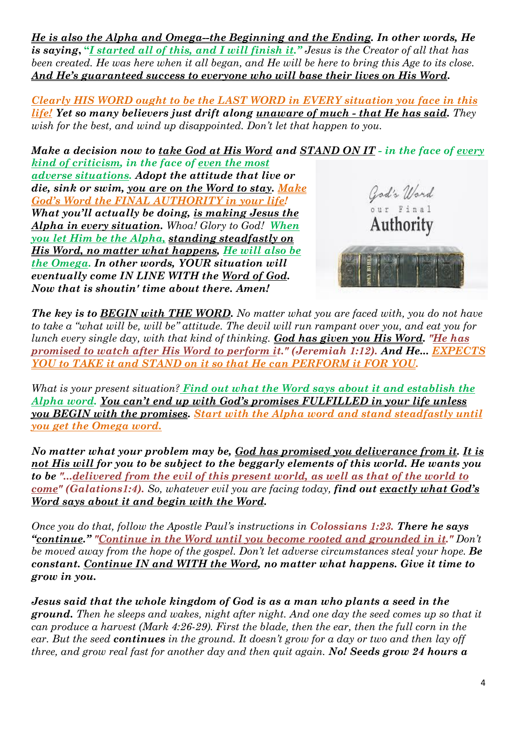***He is also the Alpha and Omega--the Beginning and the Ending. In other words, He is saying, "I started all of this, and I will finish it."*** *Jesus is the Creator of all that has been created. He was here when it all began, and He will be here to bring this Age to its close.* ***And He's guaranteed success to everyone who will base their lives on His Word.***

***Clearly HIS WORD ought to be the LAST WORD in EVERY situation you face in this life!*** ***Yet so many believers just drift along unaware of much - that He has said.*** *They wish for the best, and wind up disappointed. Don't let that happen to you.*

***Make a decision now to take God at His Word and STAND ON IT - in the face of every kind of criticism, in the face of even the most adverse situations. Adopt the attitude that live or die, sink or swim, you are on the Word to stay. Make God's Word the FINAL AUTHORITY in your life! What you'll actually be doing, is making Jesus the Alpha in every situation.*** *Whoa! Glory to God!* ***When you let Him be the Alpha, standing steadfastly on His Word, no matter what happens, He will also be the Omega. In other words, YOUR situation will eventually come IN LINE WITH the Word of God. Now that is shoutin' time about there. Amen!***

***The key is to BEGIN with THE WORD.*** *No matter what you are faced with, you do not have to take a "what will be, will be" attitude. The devil will run rampant over you, and eat you for lunch every single day, with that kind of thinking.* ***God has given you His Word. "He has promised to watch after His Word to perform it." (Jeremiah 1:12). And He... EXPECTS YOU to TAKE it and STAND on it so that He can PERFORM it FOR YOU.***

*What is your present situation?* ***Find out what the Word says about it and establish the Alpha word. You can't end up with God's promises FULFILLED in your life unless you BEGIN with the promises. Start with the Alpha word and stand steadfastly until you get the Omega word.***

***No matter what your problem may be, God has promised you deliverance from it. It is not His will for you to be subject to the beggarly elements of this world. He wants you to be "...delivered from the evil of this present world, as well as that of the world to come" (Galations1:4).*** *So, whatever evil you are facing today,* ***find out exactly what God's Word says about it and begin with the Word.***

*Once you do that, follow the Apostle Paul's instructions in* ***Colossians 1:23. There he says "continue." "Continue in the Word until you become rooted and grounded in it."*** *Don't be moved away from the hope of the gospel. Don't let adverse circumstances steal your hope.* ***Be constant. Continue IN and WITH the Word, no matter what happens. Give it time to grow in you.***

***Jesus said that the whole kingdom of God is as a man who plants a seed in the ground.*** *Then he sleeps and wakes, night after night. And one day the seed comes up so that it can produce a harvest (Mark 4:26-29). First the blade, then the ear, then the full corn in the ear. But the seed* ***continues*** *in the ground. It doesn't grow for a day or two and then lay off three, and grow real fast for another day and then quit again.* ***No! Seeds grow 24 hours a***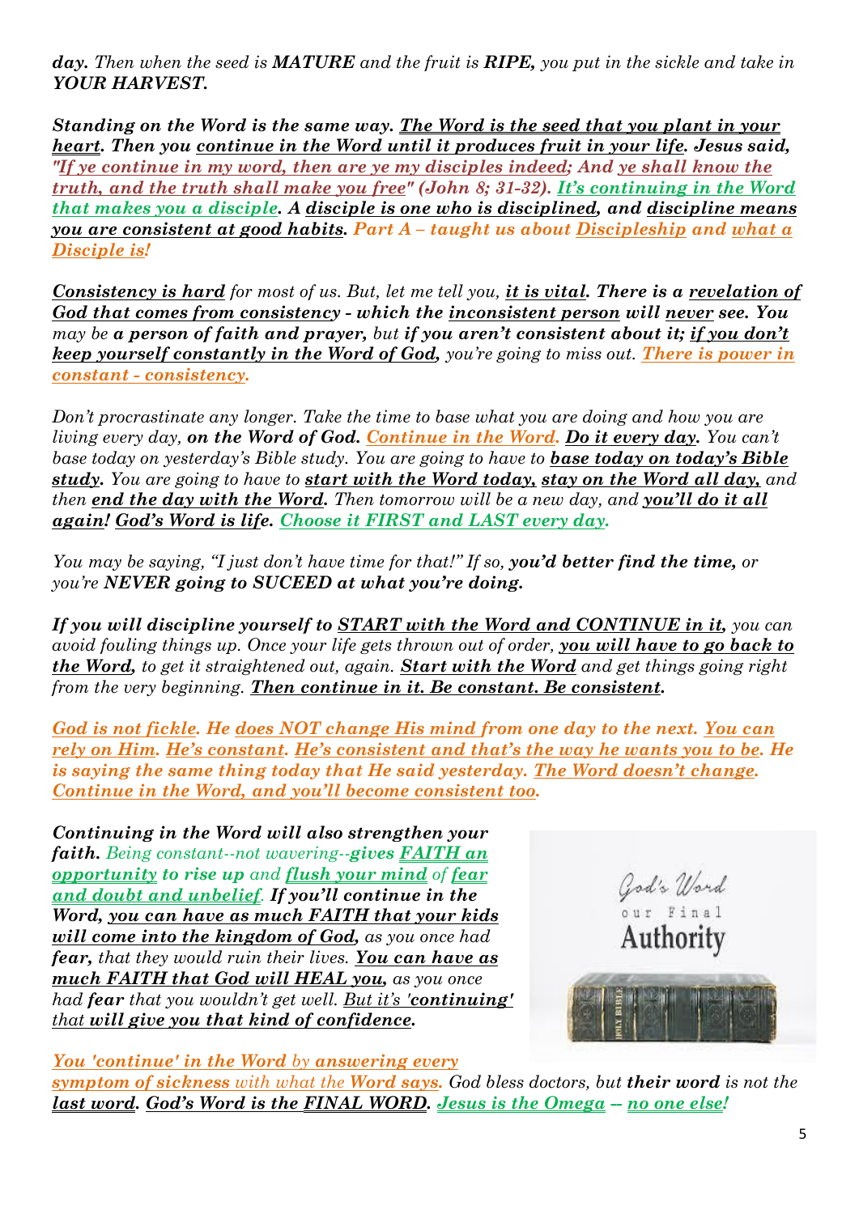***day.*** *Then when the seed is* ***MATURE*** *and the fruit is* ***RIPE,*** *you put in the sickle and take in* ***YOUR HARVEST.***

***Standing on the Word is the same way. The Word is the seed that you plant in your heart. Then you continue in the Word until it produces fruit in your life. Jesus said, "If ye continue in my word, then are ye my disciples indeed; And ye shall know the truth, and the truth shall make you free" (John 8; 31-32). It's continuing in the Word that makes you a disciple. A disciple is one who is disciplined, and discipline means you are consistent at good habits. Part A – taught us about Discipleship and what a Disciple is!***

***Consistency is hard*** *for most of us. But, let me tell you,* ***it is vital. There is a revelation of God that comes from consistency - which the inconsistent person will never see.*** *You may be* ***a person of faith and prayer,*** *but* ***if you aren't consistent about it; if you don't keep yourself constantly in the Word of God,*** *you're going to miss out.* ***There is power in constant - consistency.***

*Don't procrastinate any longer. Take the time to base what you are doing and how you are living every day,* ***on the Word of God. Continue in the Word. Do it every day.*** *You can't base today on yesterday's Bible study. You are going to have to* ***base today on today's Bible study.*** *You are going to have to* ***start with the Word today, stay on the Word all day,*** *and then* ***end the day with the Word.*** *Then tomorrow will be a new day, and* ***you'll do it all again! God's Word is life. Choose it FIRST and LAST every day.***

*You may be saying, "I just don't have time for that!" If so,* ***you'd better find the time,*** *or you're* ***NEVER going to SUCEED at what you're doing.***

***If you will discipline yourself to START with the Word and CONTINUE in it,*** *you can avoid fouling things up. Once your life gets thrown out of order,* ***you will have to go back to the Word,*** *to get it straightened out, again.* ***Start with the Word*** *and get things going right from the very beginning.* ***Then continue in it. Be constant. Be consistent.***

***God is not fickle. He does NOT change His mind from one day to the next. You can rely on Him. He's constant. He's consistent and that's the way he wants you to be. He is saying the same thing today that He said yesterday. The Word doesn't change. Continue in the Word, and you'll become consistent too.***

***Continuing in the Word will also strengthen your faith.*** *Being constant--not wavering--****gives FAITH an opportunity to rise up*** *and* ***flush your mind*** *of* ***fear and doubt and unbelief. If you'll continue in the Word, you can have as much FAITH that your kids will come into the kingdom of God,*** *as you once had* ***fear,*** *that they would ruin their lives.* ***You can have as much FAITH that God will HEAL you,*** *as you once had* ***fear*** *that you wouldn't get well. But it's* ***'continuing'*** *that* ***will give you that kind of confidence.***

***You 'continue' in the Word*** *by* ***answering every symptom of sickness*** *with what the* ***Word says.*** *God bless doctors, but* ***their word*** *is not the* ***last word. God's Word is the FINAL WORD. Jesus is the Omega – no one else!***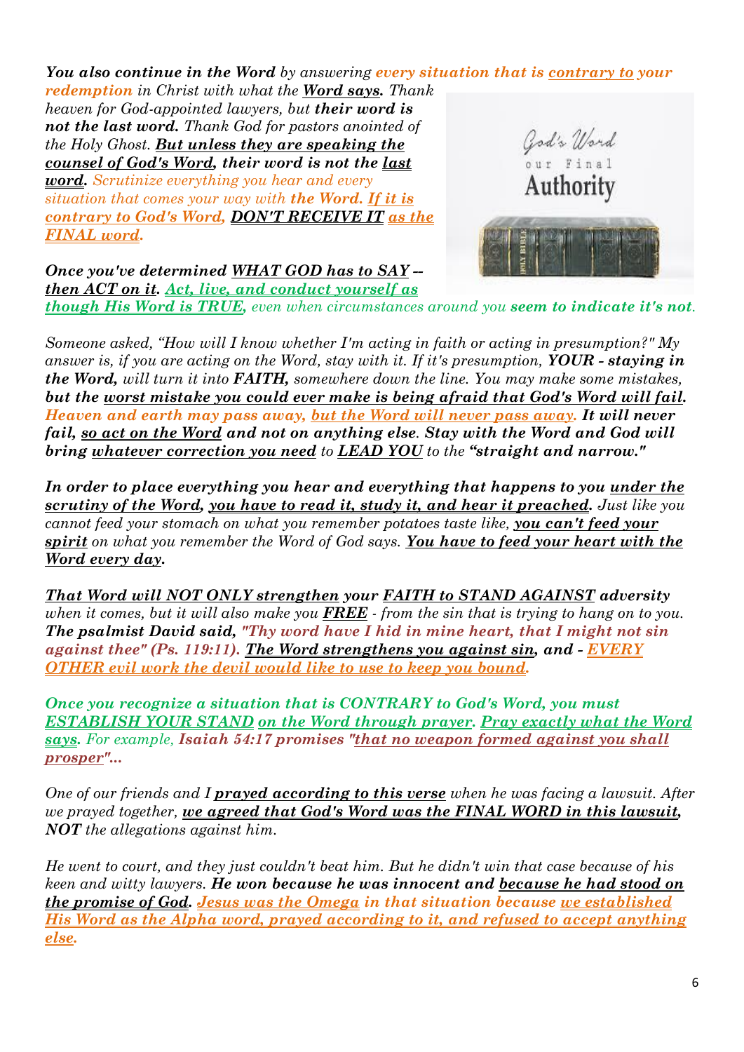***You also continue in the Word*** *by answering* ***every situation that is contrary to your redemption*** *in Christ with what the* ***Word says.*** *Thank heaven for God-appointed lawyers, but* ***their word is not the last word.*** *Thank God for pastors anointed of the Holy Ghost.* ***But unless they are speaking the counsel of God's Word, their word is not the last word.*** *Scrutinize everything you hear and every situation that comes your way with* ***the Word. If it is contrary to God's Word, DON'T RECEIVE IT as the FINAL word.***

***Once you've determined WHAT GOD has to SAY -- then ACT on it. Act, live, and conduct yourself as though His Word is TRUE,*** *even when circumstances around you* ***seem to indicate it's not.***

*Someone asked, "How will I know whether I'm acting in faith or acting in presumption?" My answer is, if you are acting on the Word, stay with it. If it's presumption,* ***YOUR - staying in the Word,*** *will turn it into* ***FAITH,*** *somewhere down the line. You may make some mistakes,* ***but the worst mistake you could ever make is being afraid that God's Word will fail. Heaven and earth may pass away, but the Word will never pass away. It will never fail, so act on the Word*** *and not on anything else.* ***Stay with the Word and God will bring whatever correction you need*** *to* ***LEAD YOU*** *to the* ***"straight and narrow."***

***In order to place everything you hear and everything that happens to you under the scrutiny of the Word, you have to read it, study it, and hear it preached.*** *Just like you cannot feed your stomach on what you remember potatoes taste like,* ***you can't feed your spirit*** *on what you remember the Word of God says.* ***You have to feed your heart with the Word every day.***

***That Word will NOT ONLY strengthen your FAITH to STAND AGAINST adversity*** *when it comes, but it will also make you* ***FREE*** *- from the sin that is trying to hang on to you.* ***The psalmist David said, "Thy word have I hid in mine heart, that I might not sin against thee" (Ps. 119:11). The Word strengthens you against sin, and - EVERY OTHER evil work the devil would like to use to keep you bound.***

***Once you recognize a situation that is CONTRARY to God's Word, you must ESTABLISH YOUR STAND on the Word through prayer. Pray exactly what the Word says.*** *For example,* ***Isaiah 54:17 promises "that no weapon formed against you shall prosper"...***

*One of our friends and I* ***prayed according to this verse*** *when he was facing a lawsuit. After we prayed together,* ***we agreed that God's Word was the FINAL WORD in this lawsuit, NOT*** *the allegations against him.*

*He went to court, and they just couldn't beat him. But he didn't win that case because of his keen and witty lawyers.* ***He won because he was innocent and because he had stood on the promise of God. Jesus was the Omega in that situation because we established His Word as the Alpha word, prayed according to it, and refused to accept anything else.***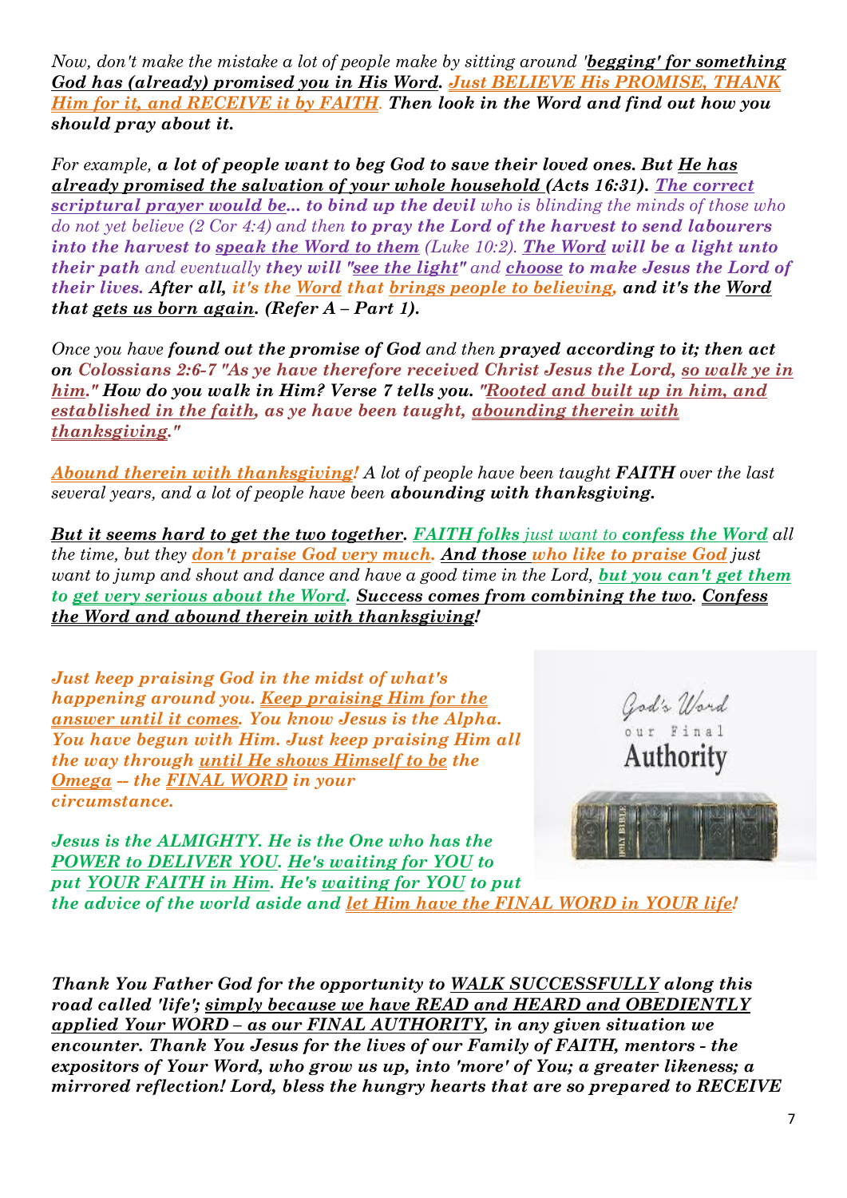*Now, don't make the mistake a lot of people make by sitting around '**begging' for something God has (already) promised you in His Word**. **Just BELIEVE His PROMISE, THANK Him for it, and RECEIVE it by FAITH**. **Then look in the Word and find out how you should pray about it.***

*For example, **a lot of people want to beg God to save their loved ones. But He has already promised the salvation of your whole household (Acts 16:31). The correct scriptural prayer would be... to bind up the devil** who is blinding the minds of those who do not yet believe (2 Cor 4:4) and then **to pray the Lord of the harvest to send labourers into the harvest to speak the Word to them** (Luke 10:2). **The Word will be a light unto their path** and eventually **they will "see the light"** and **choose to make Jesus the Lord of their lives. After all, it's the Word that brings people to believing, and it's the Word that gets us born again. (Refer A – Part 1).***

*Once you have **found out the promise of God** and then **prayed according to it; then act on Colossians 2:6-7 "As ye have therefore received Christ Jesus the Lord, so walk ye in him." How do you walk in Him? Verse 7 tells you. "Rooted and built up in him, and established in the faith, as ye have been taught, abounding therein with thanksgiving."***

***Abound therein with thanksgiving!** A lot of people have been taught **FAITH** over the last several years, and a lot of people have been **abounding with thanksgiving.***

***But it seems hard to get the two together. FAITH folks** just want to **confess the Word** all the time, but they **don't praise God very much. And those who like to praise God** just want to jump and shout and dance and have a good time in the Lord, **but you can't get them to get very serious about the Word. Success comes from combining the two. Confess the Word and abound therein with thanksgiving!***

***Just keep praising God in the midst of what's happening around you. Keep praising Him for the answer until it comes. You know Jesus is the Alpha. You have begun with Him. Just keep praising Him all the way through until He shows Himself to be the Omega -- the FINAL WORD in your circumstance.***

God's Word our Final Authority

***Jesus is the ALMIGHTY. He is the One who has the POWER to DELIVER YOU. He's waiting for YOU to put YOUR FAITH in Him. He's waiting for YOU to put the advice of the world aside and let Him have the FINAL WORD in YOUR life!***

***Thank You Father God for the opportunity to WALK SUCCESSFULLY along this road called 'life'; simply because we have READ and HEARD and OBEDIENTLY applied Your WORD – as our FINAL AUTHORITY, in any given situation we encounter. Thank You Jesus for the lives of our Family of FAITH, mentors - the expositors of Your Word, who grow us up, into 'more' of You; a greater likeness; a mirrored reflection! Lord, bless the hungry hearts that are so prepared to RECEIVE***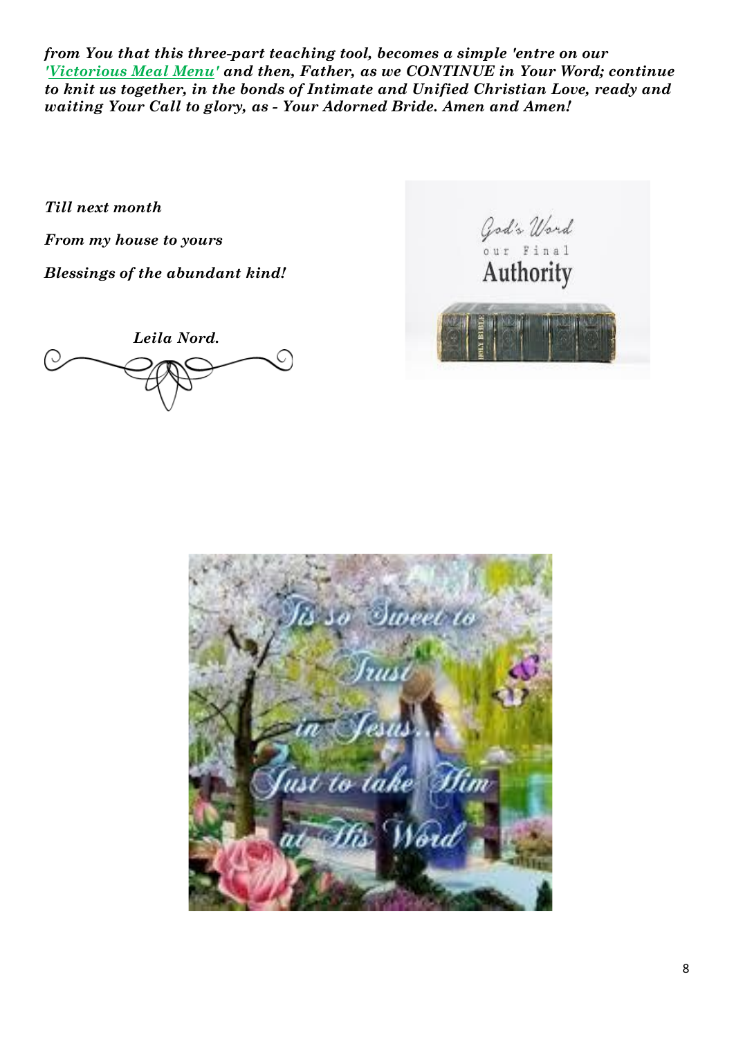***from You that this three-part teaching tool, becomes a simple 'entre on our 'Victorious Meal Menu' and then, Father, as we CONTINUE in Your Word; continue to knit us together, in the bonds of Intimate and Unified Christian Love, ready and waiting Your Call to glory, as - Your Adorned Bride. Amen and Amen!***

***Till next month***

***From my house to yours***

***Blessings of the abundant kind!***

***Leila Nord.***